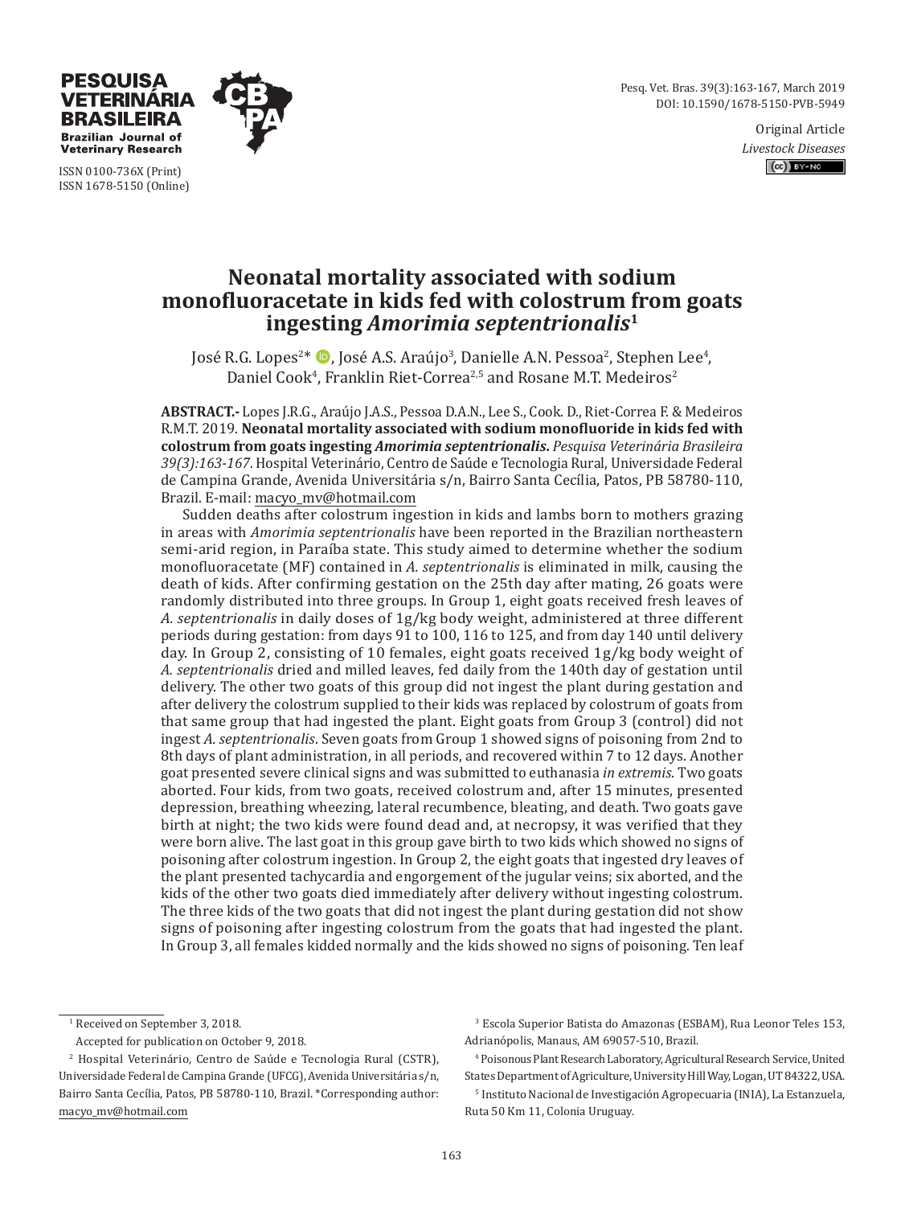PESQUISA VETERINÁRIA BRASILEIRA
Brazilian Journal of Veterinary Research

ISSN 0100-736X (Print)
ISSN 1678-5150 (Online)

DOI: 10.1590/1678-5150-PVB-5949

Original Article
*Livestock Diseases*

# Neonatal mortality associated with sodium monofluoracetate in kids fed with colostrum from goats ingesting *Amorimia septentrionalis*[1]

José R.G. Lopes[2*], José A.S. Araújo[3], Danielle A.N. Pessoa[2], Stephen Lee[4], Daniel Cook[4], Franklin Riet-Correa[2,5] and Rosane M.T. Medeiros[2]

**ABSTRACT.-** Lopes J.R.G., Araújo J.A.S., Pessoa D.A.N., Lee S., Cook. D., Riet-Correa F. & Medeiros R.M.T. 2019. **Neonatal mortality associated with sodium monofluoride in kids fed with colostrum from goats ingesting *Amorimia septentrionalis*.** *Pesquisa Veterinária Brasileira 39(3):163-167*. Hospital Veterinário, Centro de Saúde e Tecnologia Rural, Universidade Federal de Campina Grande, Avenida Universitária s/n, Bairro Santa Cecília, Patos, PB 58780-110, Brazil. E-mail: macyo_mv@hotmail.com

Sudden deaths after colostrum ingestion in kids and lambs born to mothers grazing in areas with *Amorimia septentrionalis* have been reported in the Brazilian northeastern semi-arid region, in Paraíba state. This study aimed to determine whether the sodium monofluoracetate (MF) contained in *A. septentrionalis* is eliminated in milk, causing the death of kids. After confirming gestation on the 25th day after mating, 26 goats were randomly distributed into three groups. In Group 1, eight goats received fresh leaves of *A. septentrionalis* in daily doses of 1g/kg body weight, administered at three different periods during gestation: from days 91 to 100, 116 to 125, and from day 140 until delivery day. In Group 2, consisting of 10 females, eight goats received 1g/kg body weight of *A. septentrionalis* dried and milled leaves, fed daily from the 140th day of gestation until delivery. The other two goats of this group did not ingest the plant during gestation and after delivery the colostrum supplied to their kids was replaced by colostrum of goats from that same group that had ingested the plant. Eight goats from Group 3 (control) did not ingest *A. septentrionalis*. Seven goats from Group 1 showed signs of poisoning from 2nd to 8th days of plant administration, in all periods, and recovered within 7 to 12 days. Another goat presented severe clinical signs and was submitted to euthanasia *in extremis*. Two goats aborted. Four kids, from two goats, received colostrum and, after 15 minutes, presented depression, breathing wheezing, lateral recumbence, bleating, and death. Two goats gave birth at night; the two kids were found dead and, at necropsy, it was verified that they were born alive. The last goat in this group gave birth to two kids which showed no signs of poisoning after colostrum ingestion. In Group 2, the eight goats that ingested dry leaves of the plant presented tachycardia and engorgement of the jugular veins; six aborted, and the kids of the other two goats died immediately after delivery without ingesting colostrum. The three kids of the two goats that did not ingest the plant during gestation did not show signs of poisoning after ingesting colostrum from the goats that had ingested the plant. In Group 3, all females kidded normally and the kids showed no signs of poisoning. Ten leaf

---

[1] Received on September 3, 2018.
Accepted for publication on October 9, 2018.

[2] Hospital Veterinário, Centro de Saúde e Tecnologia Rural (CSTR), Universidade Federal de Campina Grande (UFCG), Avenida Universitária s/n, Bairro Santa Cecília, Patos, PB 58780-110, Brazil. *Corresponding author: macyo_mv@hotmail.com

[3] Escola Superior Batista do Amazonas (ESBAM), Rua Leonor Teles 153, Adrianópolis, Manaus, AM 69057-510, Brazil.

[4] Poisonous Plant Research Laboratory, Agricultural Research Service, United States Department of Agriculture, University Hill Way, Logan, UT 84322, USA.

[5] Instituto Nacional de Investigación Agropecuaria (INIA), La Estanzuela, Ruta 50 Km 11, Colonia Uruguay.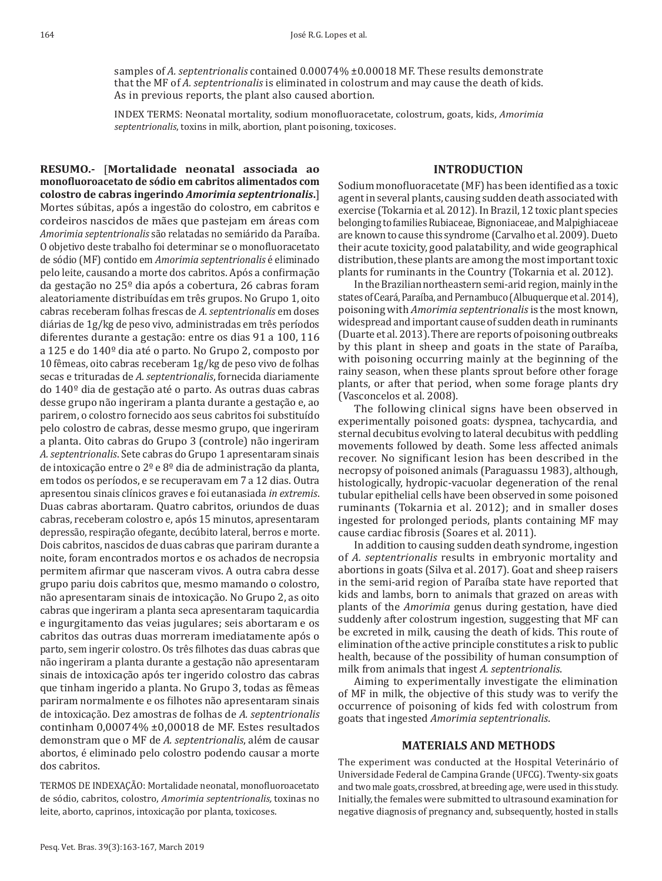samples of *A. septentrionalis* contained 0.00074% ±0.00018 MF. These results demonstrate that the MF of *A. septentrionalis* is eliminated in colostrum and may cause the death of kids. As in previous reports, the plant also caused abortion.

INDEX TERMS: Neonatal mortality, sodium monofluoracetate, colostrum, goats, kids, *Amorimia septentrionalis*, toxins in milk, abortion, plant poisoning, toxicoses.

**RESUMO.-** [**Mortalidade neonatal associada ao monofluoroacetato de sódio em cabritos alimentados com colostro de cabras ingerindo *Amorimia septentrionalis*.**] Mortes súbitas, após a ingestão do colostro, em cabritos e cordeiros nascidos de mães que pastejam em áreas com *Amorimia septentrionalis* são relatadas no semiárido da Paraíba. O objetivo deste trabalho foi determinar se o monofluoroacetato de sódio (MF) contido em *Amorimia septentrionalis* é eliminado pelo leite, causando a morte dos cabritos. Após a confirmação da gestação no 25º dia após a cobertura, 26 cabras foram aleatoriamente distribuídas em três grupos. No Grupo 1, oito cabras receberam folhas frescas de *A. septentrionalis* em doses diárias de 1g/kg de peso vivo, administradas em três períodos diferentes durante a gestação: entre os dias 91 a 100, 116 a 125 e do 140º dia até o parto. No Grupo 2, composto por 10 fêmeas, oito cabras receberam 1g/kg de peso vivo de folhas secas e trituradas de *A. septentrionalis*, fornecida diariamente do 140º dia de gestação até o parto. As outras duas cabras desse grupo não ingeriram a planta durante a gestação e, ao parirem, o colostro fornecido aos seus cabritos foi substituído pelo colostro de cabras, desse mesmo grupo, que ingeriram a planta. Oito cabras do Grupo 3 (controle) não ingeriram *A. septentrionalis*. Sete cabras do Grupo 1 apresentaram sinais de intoxicação entre o 2º e 8º dia de administração da planta, em todos os períodos, e se recuperavam em 7 a 12 dias. Outra apresentou sinais clínicos graves e foi eutanasiada *in extremis*. Duas cabras abortaram. Quatro cabritos, oriundos de duas cabras, receberam colostro e, após 15 minutos, apresentaram depressão, respiração ofegante, decúbito lateral, berros e morte. Dois cabritos, nascidos de duas cabras que pariram durante a noite, foram encontrados mortos e os achados de necropsia permitem afirmar que nasceram vivos. A outra cabra desse grupo pariu dois cabritos que, mesmo mamando o colostro, não apresentaram sinais de intoxicação. No Grupo 2, as oito cabras que ingeriram a planta seca apresentaram taquicardia e ingurgitamento das veias jugulares; seis abortaram e os cabritos das outras duas morreram imediatamente após o parto, sem ingerir colostro. Os três filhotes das duas cabras que não ingeriram a planta durante a gestação não apresentaram sinais de intoxicação após ter ingerido colostro das cabras que tinham ingerido a planta. No Grupo 3, todas as fêmeas pariram normalmente e os filhotes não apresentaram sinais de intoxicação. Dez amostras de folhas de *A. septentrionalis* continham 0,00074% ±0,00018 de MF. Estes resultados demonstram que o MF de *A. septentrionalis*, além de causar abortos, é eliminado pelo colostro podendo causar a morte dos cabritos.

TERMOS DE INDEXAÇÃO: Mortalidade neonatal, monofluoroacetato de sódio, cabritos, colostro, *Amorimia septentrionalis,* toxinas no leite, aborto, caprinos, intoxicação por planta, toxicoses.

## INTRODUCTION

Sodium monofluoracetate (MF) has been identified as a toxic agent in several plants, causing sudden death associated with exercise (Tokarnia et al. 2012). In Brazil, 12 toxic plant species belonging to families Rubiaceae, Bignoniaceae, and Malpighiaceae are known to cause this syndrome (Carvalho et al. 2009). Dueto their acute toxicity, good palatability, and wide geographical distribution, these plants are among the most important toxic plants for ruminants in the Country (Tokarnia et al. 2012).

In the Brazilian northeastern semi-arid region, mainly in the states of Ceará, Paraíba, and Pernambuco (Albuquerque et al. 2014), poisoning with *Amorimia septentrionalis* is the most known, widespread and important cause of sudden death in ruminants (Duarte et al. 2013). There are reports of poisoning outbreaks by this plant in sheep and goats in the state of Paraíba, with poisoning occurring mainly at the beginning of the rainy season, when these plants sprout before other forage plants, or after that period, when some forage plants dry (Vasconcelos et al. 2008).

The following clinical signs have been observed in experimentally poisoned goats: dyspnea, tachycardia, and sternal decubitus evolving to lateral decubitus with peddling movements followed by death. Some less affected animals recover. No significant lesion has been described in the necropsy of poisoned animals (Paraguassu 1983), although, histologically, hydropic-vacuolar degeneration of the renal tubular epithelial cells have been observed in some poisoned ruminants (Tokarnia et al. 2012); and in smaller doses ingested for prolonged periods, plants containing MF may cause cardiac fibrosis (Soares et al. 2011).

In addition to causing sudden death syndrome, ingestion of *A. septentrionalis* results in embryonic mortality and abortions in goats (Silva et al. 2017). Goat and sheep raisers in the semi-arid region of Paraíba state have reported that kids and lambs, born to animals that grazed on areas with plants of the *Amorimia* genus during gestation, have died suddenly after colostrum ingestion, suggesting that MF can be excreted in milk, causing the death of kids. This route of elimination of the active principle constitutes a risk to public health, because of the possibility of human consumption of milk from animals that ingest *A. septentrionalis*.

Aiming to experimentally investigate the elimination of MF in milk, the objective of this study was to verify the occurrence of poisoning of kids fed with colostrum from goats that ingested *Amorimia septentrionalis*.

## MATERIALS AND METHODS

The experiment was conducted at the Hospital Veterinário of Universidade Federal de Campina Grande (UFCG). Twenty-six goats and two male goats, crossbred, at breeding age, were used in this study. Initially, the females were submitted to ultrasound examination for negative diagnosis of pregnancy and, subsequently, hosted in stalls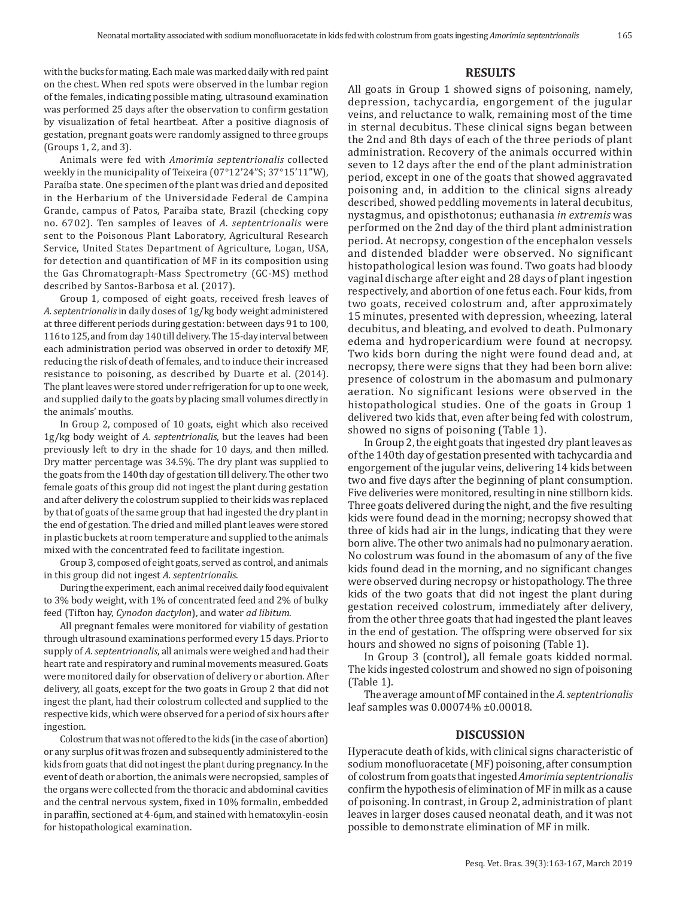with the bucks for mating. Each male was marked daily with red paint on the chest. When red spots were observed in the lumbar region of the females, indicating possible mating, ultrasound examination was performed 25 days after the observation to confirm gestation by visualization of fetal heartbeat. After a positive diagnosis of gestation, pregnant goats were randomly assigned to three groups (Groups 1, 2, and 3).

Animals were fed with *Amorimia septentrionalis* collected weekly in the municipality of Teixeira (07°12'24"S; 37°15'11"W), Paraíba state. One specimen of the plant was dried and deposited in the Herbarium of the Universidade Federal de Campina Grande, campus of Patos, Paraíba state, Brazil (checking copy no. 6702). Ten samples of leaves of *A. septentrionalis* were sent to the Poisonous Plant Laboratory, Agricultural Research Service, United States Department of Agriculture, Logan, USA, for detection and quantification of MF in its composition using the Gas Chromatograph-Mass Spectrometry (GC-MS) method described by Santos-Barbosa et al. (2017).

Group 1, composed of eight goats, received fresh leaves of *A. septentrionalis* in daily doses of 1g/kg body weight administered at three different periods during gestation: between days 91 to 100, 116 to 125, and from day 140 till delivery. The 15-day interval between each administration period was observed in order to detoxify MF, reducing the risk of death of females, and to induce their increased resistance to poisoning, as described by Duarte et al. (2014). The plant leaves were stored under refrigeration for up to one week, and supplied daily to the goats by placing small volumes directly in the animals' mouths.

Group 2, composed of 10 goats, eight which also received 1g/kg body weight of *A. septentrionalis*, but the leaves had been previously left to dry in the shade for 10 days, and then milled. Dry matter percentage was 34.5%. The dry plant was supplied to the goats from the 140th day of gestation till delivery. The other two female goats of this group did not ingest the plant during gestation and after delivery the colostrum supplied to their kids was replaced by that of goats of the same group that had ingested the dry plant in the end of gestation. The dried and milled plant leaves were stored in plastic buckets at room temperature and supplied to the animals mixed with the concentrated feed to facilitate ingestion.

Group 3, composed of eight goats, served as control, and animals in this group did not ingest *A. septentrionalis*.

During the experiment, each animal received daily food equivalent to 3% body weight, with 1% of concentrated feed and 2% of bulky feed (Tifton hay, *Cynodon dactylon*), and water *ad libitum*.

All pregnant females were monitored for viability of gestation through ultrasound examinations performed every 15 days. Prior to supply of *A. septentrionalis*, all animals were weighed and had their heart rate and respiratory and ruminal movements measured. Goats were monitored daily for observation of delivery or abortion. After delivery, all goats, except for the two goats in Group 2 that did not ingest the plant, had their colostrum collected and supplied to the respective kids, which were observed for a period of six hours after ingestion.

Colostrum that was not offered to the kids (in the case of abortion) or any surplus of it was frozen and subsequently administered to the kids from goats that did not ingest the plant during pregnancy. In the event of death or abortion, the animals were necropsied, samples of the organs were collected from the thoracic and abdominal cavities and the central nervous system, fixed in 10% formalin, embedded in paraffin, sectioned at 4-6μm, and stained with hematoxylin-eosin for histopathological examination.

## RESULTS

All goats in Group 1 showed signs of poisoning, namely, depression, tachycardia, engorgement of the jugular veins, and reluctance to walk, remaining most of the time in sternal decubitus. These clinical signs began between the 2nd and 8th days of each of the three periods of plant administration. Recovery of the animals occurred within seven to 12 days after the end of the plant administration period, except in one of the goats that showed aggravated poisoning and, in addition to the clinical signs already described, showed peddling movements in lateral decubitus, nystagmus, and opisthotonus; euthanasia *in extremis* was performed on the 2nd day of the third plant administration period. At necropsy, congestion of the encephalon vessels and distended bladder were observed. No significant histopathological lesion was found. Two goats had bloody vaginal discharge after eight and 28 days of plant ingestion respectively, and abortion of one fetus each. Four kids, from two goats, received colostrum and, after approximately 15 minutes, presented with depression, wheezing, lateral decubitus, and bleating, and evolved to death. Pulmonary edema and hydropericardium were found at necropsy. Two kids born during the night were found dead and, at necropsy, there were signs that they had been born alive: presence of colostrum in the abomasum and pulmonary aeration. No significant lesions were observed in the histopathological studies. One of the goats in Group 1 delivered two kids that, even after being fed with colostrum, showed no signs of poisoning (Table 1).

In Group 2, the eight goats that ingested dry plant leaves as of the 140th day of gestation presented with tachycardia and engorgement of the jugular veins, delivering 14 kids between two and five days after the beginning of plant consumption. Five deliveries were monitored, resulting in nine stillborn kids. Three goats delivered during the night, and the five resulting kids were found dead in the morning; necropsy showed that three of kids had air in the lungs, indicating that they were born alive. The other two animals had no pulmonary aeration. No colostrum was found in the abomasum of any of the five kids found dead in the morning, and no significant changes were observed during necropsy or histopathology. The three kids of the two goats that did not ingest the plant during gestation received colostrum, immediately after delivery, from the other three goats that had ingested the plant leaves in the end of gestation. The offspring were observed for six hours and showed no signs of poisoning (Table 1).

In Group 3 (control), all female goats kidded normal. The kids ingested colostrum and showed no sign of poisoning (Table 1).

The average amount of MF contained in the *A. septentrionalis* leaf samples was 0.00074% ±0.00018.

## DISCUSSION

Hyperacute death of kids, with clinical signs characteristic of sodium monofluoroacetate (MF) poisoning, after consumption of colostrum from goats that ingested *Amorimia septentrionalis* confirm the hypothesis of elimination of MF in milk as a cause of poisoning. In contrast, in Group 2, administration of plant leaves in larger doses caused neonatal death, and it was not possible to demonstrate elimination of MF in milk.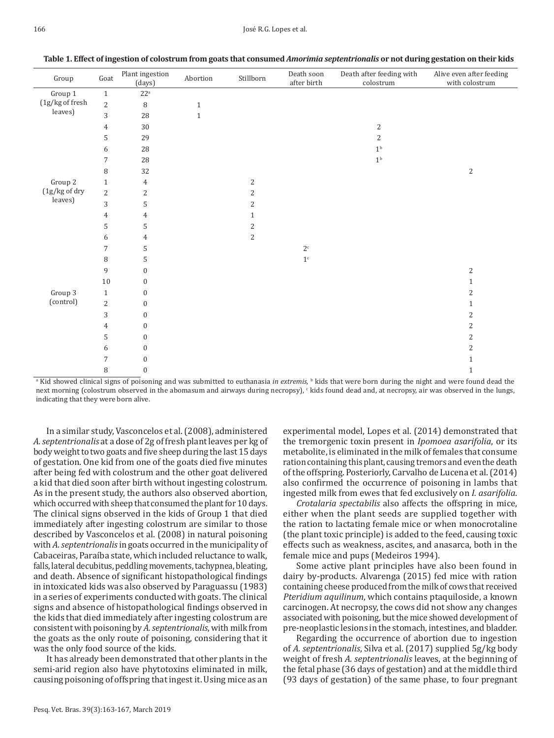**Table 1. Effect of ingestion of colostrum from goats that consumed *Amorimia septentrionalis* or not during gestation on their kids**

| Group | Goat | Plant ingestion (days) | Abortion | Stillborn | Death soon after birth | Death after feeding with colostrum | Alive even after feeding with colostrum |
|---|---|---|---|---|---|---|---|
| Group 1 (1g/kg of fresh leaves) | 1 | 22[a] | | | | | |
| | 2 | 8 | 1 | | | | |
| | 3 | 28 | 1 | | | | |
| | 4 | 30 | | | | 2 | |
| | 5 | 29 | | | | 2 | |
| | 6 | 28 | | | | 1[b] | |
| | 7 | 28 | | | | 1[b] | |
| | 8 | 32 | | | | | 2 |
| Group 2 (1g/kg of dry leaves) | 1 | 4 | | 2 | | | |
| | 2 | 2 | | 2 | | | |
| | 3 | 5 | | 2 | | | |
| | 4 | 4 | | 1 | | | |
| | 5 | 5 | | 2 | | | |
| | 6 | 4 | | 2 | | | |
| | 7 | 5 | | | 2[c] | | |
| | 8 | 5 | | | 1[c] | | |
| | 9 | 0 | | | | | 2 |
| | 10 | 0 | | | | | 1 |
| Group 3 (control) | 1 | 0 | | | | | 2 |
| | 2 | 0 | | | | | 1 |
| | 3 | 0 | | | | | 2 |
| | 4 | 0 | | | | | 2 |
| | 5 | 0 | | | | | 2 |
| | 6 | 0 | | | | | 2 |
| | 7 | 0 | | | | | 1 |
| | 8 | 0 | | | | | 1 |

[a] Kid showed clinical signs of poisoning and was submitted to euthanasia *in extremis*, [b] kids that were born during the night and were found dead the next morning (colostrum observed in the abomasum and airways during necropsy), [c] kids found dead and, at necropsy, air was observed in the lungs, indicating that they were born alive.

In a similar study, Vasconcelos et al. (2008), administered *A. septentrionalis* at a dose of 2g of fresh plant leaves per kg of body weight to two goats and five sheep during the last 15 days of gestation. One kid from one of the goats died five minutes after being fed with colostrum and the other goat delivered a kid that died soon after birth without ingesting colostrum. As in the present study, the authors also observed abortion, which occurred with sheep that consumed the plant for 10 days. The clinical signs observed in the kids of Group 1 that died immediately after ingesting colostrum are similar to those described by Vasconcelos et al. (2008) in natural poisoning with *A. septentrionalis* in goats occurred in the municipality of Cabaceiras, Paraíba state, which included reluctance to walk, falls, lateral decubitus, peddling movements, tachypnea, bleating, and death. Absence of significant histopathological findings in intoxicated kids was also observed by Paraguassu (1983) in a series of experiments conducted with goats. The clinical signs and absence of histopathological findings observed in the kids that died immediately after ingesting colostrum are consistent with poisoning by *A. septentrionalis*, with milk from the goats as the only route of poisoning, considering that it was the only food source of the kids.

It has already been demonstrated that other plants in the semi-arid region also have phytotoxins eliminated in milk, causing poisoning of offspring that ingest it. Using mice as an experimental model, Lopes et al. (2014) demonstrated that the tremorgenic toxin present in *Ipomoea asarifolia*, or its metabolite, is eliminated in the milk of females that consume ration containing this plant, causing tremors and even the death of the offspring. Posteriorly, Carvalho de Lucena et al. (2014) also confirmed the occurrence of poisoning in lambs that ingested milk from ewes that fed exclusively on *I. asarifolia*.

*Crotalaria spectabilis* also affects the offspring in mice, either when the plant seeds are supplied together with the ration to lactating female mice or when monocrotaline (the plant toxic principle) is added to the feed, causing toxic effects such as weakness, ascites, and anasarca, both in the female mice and pups (Medeiros 1994).

Some active plant principles have also been found in dairy by-products. Alvarenga (2015) fed mice with ration containing cheese produced from the milk of cows that received *Pteridium aquilinum*, which contains ptaquiloside, a known carcinogen. At necropsy, the cows did not show any changes associated with poisoning, but the mice showed development of pre-neoplastic lesions in the stomach, intestines, and bladder.

Regarding the occurrence of abortion due to ingestion of *A. septentrionalis*, Silva et al. (2017) supplied 5g/kg body weight of fresh *A. septentrionalis* leaves, at the beginning of the fetal phase (36 days of gestation) and at the middle third (93 days of gestation) of the same phase, to four pregnant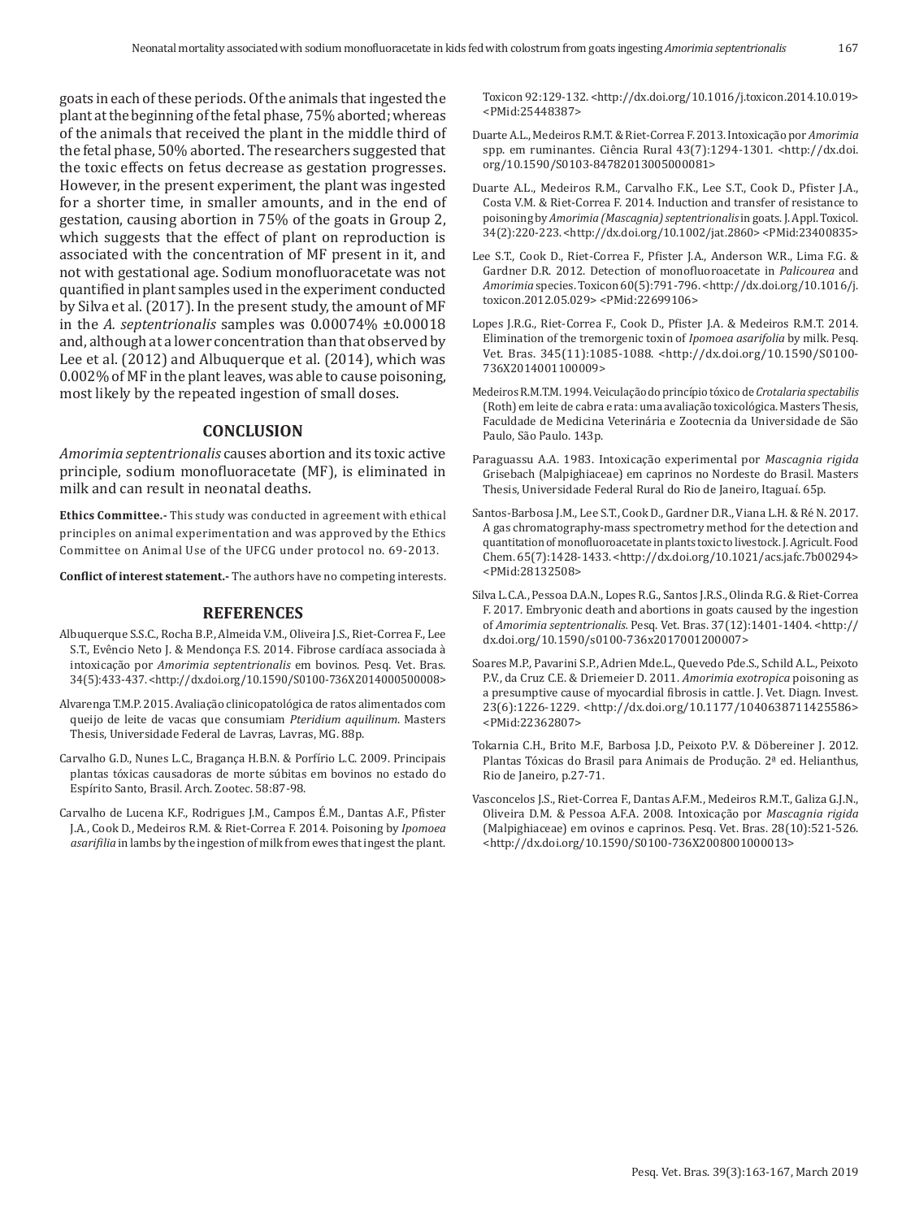goats in each of these periods. Of the animals that ingested the plant at the beginning of the fetal phase, 75% aborted; whereas of the animals that received the plant in the middle third of the fetal phase, 50% aborted. The researchers suggested that the toxic effects on fetus decrease as gestation progresses. However, in the present experiment, the plant was ingested for a shorter time, in smaller amounts, and in the end of gestation, causing abortion in 75% of the goats in Group 2, which suggests that the effect of plant on reproduction is associated with the concentration of MF present in it, and not with gestational age. Sodium monofluoracetate was not quantified in plant samples used in the experiment conducted by Silva et al. (2017). In the present study, the amount of MF in the *A. septentrionalis* samples was 0.00074% ±0.00018 and, although at a lower concentration than that observed by Lee et al. (2012) and Albuquerque et al. (2014), which was 0.002% of MF in the plant leaves, was able to cause poisoning, most likely by the repeated ingestion of small doses.

## CONCLUSION

*Amorimia septentrionalis* causes abortion and its toxic active principle, sodium monofluoracetate (MF), is eliminated in milk and can result in neonatal deaths.

**Ethics Committee.-** This study was conducted in agreement with ethical principles on animal experimentation and was approved by the Ethics Committee on Animal Use of the UFCG under protocol no. 69-2013.

**Conflict of interest statement.-** The authors have no competing interests.

## REFERENCES

Albuquerque S.S.C., Rocha B.P., Almeida V.M., Oliveira J.S., Riet-Correa F., Lee S.T., Evêncio Neto J. & Mendonça F.S. 2014. Fibrose cardíaca associada à intoxicação por *Amorimia septentrionalis* em bovinos. Pesq. Vet. Bras. 34(5):433-437. <http://dx.doi.org/10.1590/S0100-736X2014000500008>

Alvarenga T.M.P. 2015. Avaliação clinicopatológica de ratos alimentados com queijo de leite de vacas que consumiam *Pteridium aquilinum*. Masters Thesis, Universidade Federal de Lavras, Lavras, MG. 88p.

Carvalho G.D., Nunes L.C., Bragança H.B.N. & Porfírio L.C. 2009. Principais plantas tóxicas causadoras de morte súbitas em bovinos no estado do Espírito Santo, Brasil. Arch. Zootec. 58:87-98.

Carvalho de Lucena K.F., Rodrigues J.M., Campos É.M., Dantas A.F., Pfister J.A., Cook D., Medeiros R.M. & Riet-Correa F. 2014. Poisoning by *Ipomoea asarifilia* in lambs by the ingestion of milk from ewes that ingest the plant. Toxicon 92:129-132. <http://dx.doi.org/10.1016/j.toxicon.2014.10.019> <PMid:25448387>

Duarte A.L., Medeiros R.M.T. & Riet-Correa F. 2013. Intoxicação por *Amorimia* spp. em ruminantes. Ciência Rural 43(7):1294-1301. <http://dx.doi.org/10.1590/S0103-84782013005000081>

Duarte A.L., Medeiros R.M., Carvalho F.K., Lee S.T., Cook D., Pfister J.A., Costa V.M. & Riet-Correa F. 2014. Induction and transfer of resistance to poisoning by *Amorimia (Mascagnia) septentrionalis* in goats. J. Appl. Toxicol. 34(2):220-223. <http://dx.doi.org/10.1002/jat.2860> <PMid:23400835>

Lee S.T., Cook D., Riet-Correa F., Pfister J.A., Anderson W.R., Lima F.G. & Gardner D.R. 2012. Detection of monofluoroacetate in *Palicourea* and *Amorimia* species. Toxicon 60(5):791-796. <http://dx.doi.org/10.1016/j.toxicon.2012.05.029> <PMid:22699106>

Lopes J.R.G., Riet-Correa F., Cook D., Pfister J.A. & Medeiros R.M.T. 2014. Elimination of the tremorgenic toxin of *Ipomoea asarifolia* by milk. Pesq. Vet. Bras. 345(11):1085-1088. <http://dx.doi.org/10.1590/S0100-736X2014001100009>

Medeiros R.M.T.M. 1994. Veiculação do princípio tóxico de *Crotalaria spectabilis* (Roth) em leite de cabra e rata: uma avaliação toxicológica. Masters Thesis, Faculdade de Medicina Veterinária e Zootecnia da Universidade de São Paulo, São Paulo. 143p.

Paraguassu A.A. 1983. Intoxicação experimental por *Mascagnia rigida* Grisebach (Malpighiaceae) em caprinos no Nordeste do Brasil. Masters Thesis, Universidade Federal Rural do Rio de Janeiro, Itaguaí. 65p.

Santos-Barbosa J.M., Lee S.T., Cook D., Gardner D.R., Viana L.H. & Ré N. 2017. A gas chromatography-mass spectrometry method for the detection and quantitation of monofluoroacetate in plants toxic to livestock. J. Agricult. Food Chem. 65(7):1428-1433. <http://dx.doi.org/10.1021/acs.jafc.7b00294> <PMid:28132508>

Silva L.C.A., Pessoa D.A.N., Lopes R.G., Santos J.R.S., Olinda R.G. & Riet-Correa F. 2017. Embryonic death and abortions in goats caused by the ingestion of *Amorimia septentrionalis*. Pesq. Vet. Bras. 37(12):1401-1404. <http://dx.doi.org/10.1590/s0100-736x2017001200007>

Soares M.P., Pavarini S.P., Adrien Mde.L., Quevedo Pde.S., Schild A.L., Peixoto P.V., da Cruz C.E. & Driemeier D. 2011. *Amorimia exotropica* poisoning as a presumptive cause of myocardial fibrosis in cattle. J. Vet. Diagn. Invest. 23(6):1226-1229. <http://dx.doi.org/10.1177/1040638711425586> <PMid:22362807>

Tokarnia C.H., Brito M.F., Barbosa J.D., Peixoto P.V. & Döbereiner J. 2012. Plantas Tóxicas do Brasil para Animais de Produção. 2ª ed. Helianthus, Rio de Janeiro, p.27-71.

Vasconcelos J.S., Riet-Correa F., Dantas A.F.M., Medeiros R.M.T., Galiza G.J.N., Oliveira D.M. & Pessoa A.F.A. 2008. Intoxicação por *Mascagnia rigida* (Malpighiaceae) em ovinos e caprinos. Pesq. Vet. Bras. 28(10):521-526. <http://dx.doi.org/10.1590/S0100-736X2008001000013>